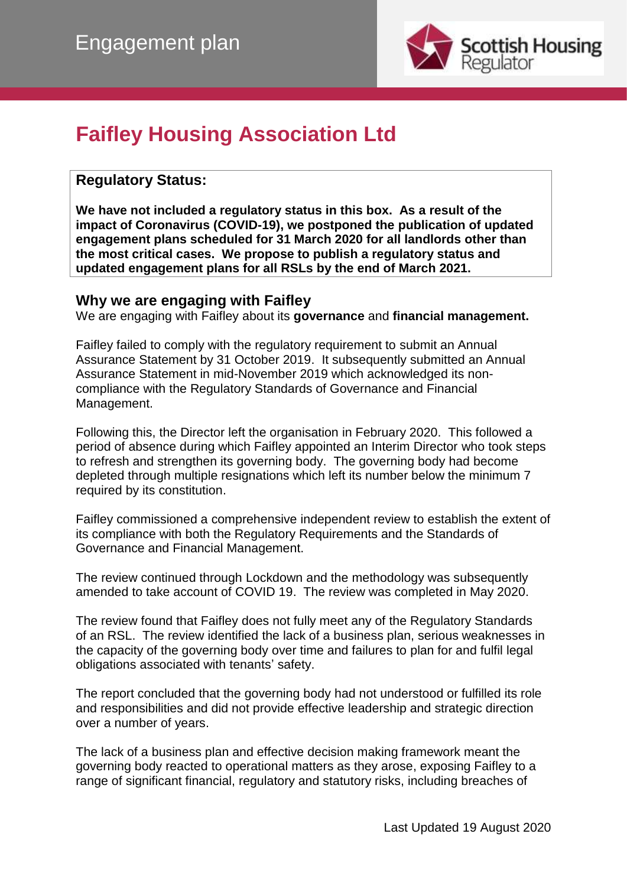# Engagement plan

## Faifley Housing Association Ltd

**Regulatory Status:**

**We have not included a regulatory status in this box. As a result of the impact of Coronavirus (COVID-19), we postponed the publication of updated engagement plans scheduled for 31 March 2020 for all landlords other than the most critical cases. We propose to publish a regulatory status and updated engagement plans for all RSLs by the end of March 2021.**

### Why we are engaging with Faifley

We are engaging with Faifley about its **governance** and **financial management.**

Faifley failed to comply with the regulatory requirement to submit an Annual Assurance Statement by 31 October 2019. It subsequently submitted an Annual Assurance Statement in mid-November 2019 which acknowledged its non-compliance with the Regulatory Standards of Governance and Financial Management.

Following this, the Director left the organisation in February 2020. This followed a period of absence during which Faifley appointed an Interim Director who took steps to refresh and strengthen its governing body. The governing body had become depleted through multiple resignations which left its number below the minimum 7 required by its constitution.

Faifley commissioned a comprehensive independent review to establish the extent of its compliance with both the Regulatory Requirements and the Standards of Governance and Financial Management.

The review continued through Lockdown and the methodology was subsequently amended to take account of COVID 19. The review was completed in May 2020.

The review found that Faifley does not fully meet any of the Regulatory Standards of an RSL. The review identified the lack of a business plan, serious weaknesses in the capacity of the governing body over time and failures to plan for and fulfil legal obligations associated with tenants' safety.

The report concluded that the governing body had not understood or fulfilled its role and responsibilities and did not provide effective leadership and strategic direction over a number of years.

The lack of a business plan and effective decision making framework meant the governing body reacted to operational matters as they arose, exposing Faifley to a range of significant financial, regulatory and statutory risks, including breaches of

Last Updated 19 August 2020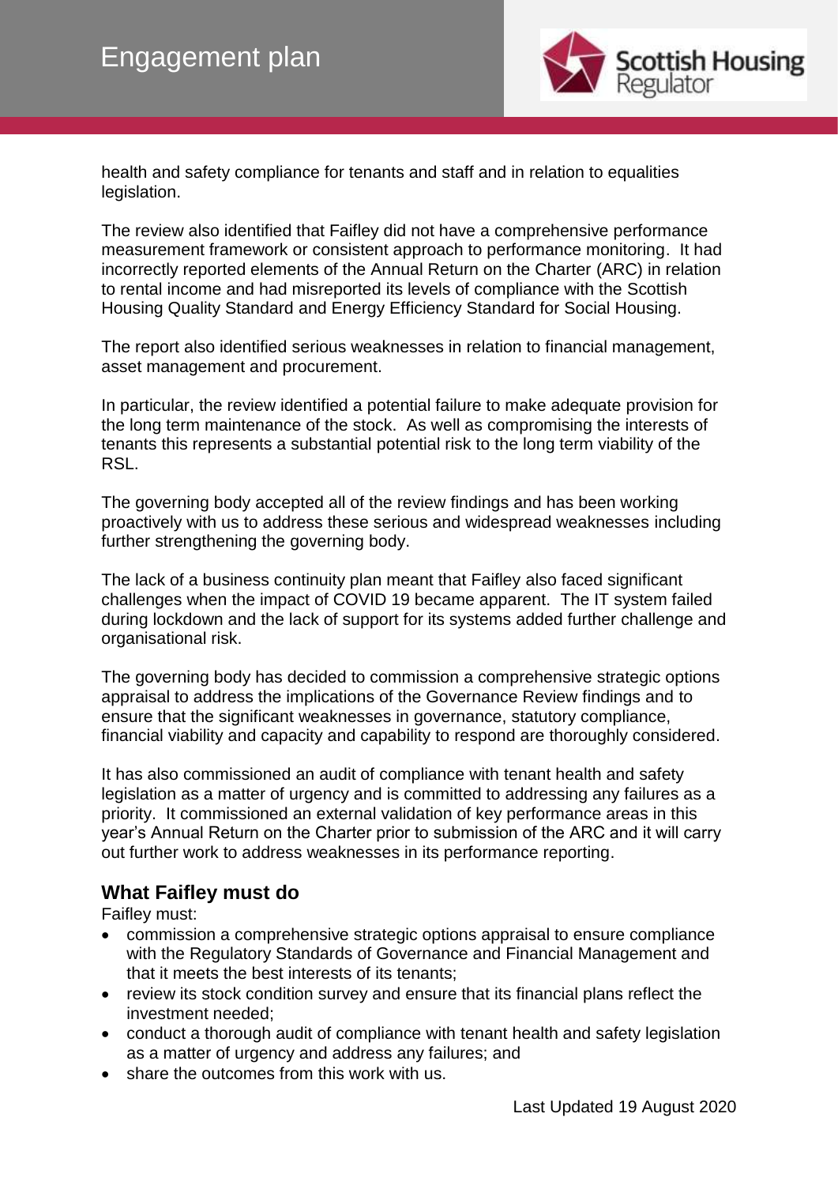health and safety compliance for tenants and staff and in relation to equalities legislation.

The review also identified that Faifley did not have a comprehensive performance measurement framework or consistent approach to performance monitoring. It had incorrectly reported elements of the Annual Return on the Charter (ARC) in relation to rental income and had misreported its levels of compliance with the Scottish Housing Quality Standard and Energy Efficiency Standard for Social Housing.

The report also identified serious weaknesses in relation to financial management, asset management and procurement.

In particular, the review identified a potential failure to make adequate provision for the long term maintenance of the stock. As well as compromising the interests of tenants this represents a substantial potential risk to the long term viability of the RSL.

The governing body accepted all of the review findings and has been working proactively with us to address these serious and widespread weaknesses including further strengthening the governing body.

The lack of a business continuity plan meant that Faifley also faced significant challenges when the impact of COVID 19 became apparent. The IT system failed during lockdown and the lack of support for its systems added further challenge and organisational risk.

The governing body has decided to commission a comprehensive strategic options appraisal to address the implications of the Governance Review findings and to ensure that the significant weaknesses in governance, statutory compliance, financial viability and capacity and capability to respond are thoroughly considered.

It has also commissioned an audit of compliance with tenant health and safety legislation as a matter of urgency and is committed to addressing any failures as a priority. It commissioned an external validation of key performance areas in this year's Annual Return on the Charter prior to submission of the ARC and it will carry out further work to address weaknesses in its performance reporting.

## What Faifley must do

Faifley must:

- commission a comprehensive strategic options appraisal to ensure compliance with the Regulatory Standards of Governance and Financial Management and that it meets the best interests of its tenants;
- review its stock condition survey and ensure that its financial plans reflect the investment needed;
- conduct a thorough audit of compliance with tenant health and safety legislation as a matter of urgency and address any failures; and
- share the outcomes from this work with us.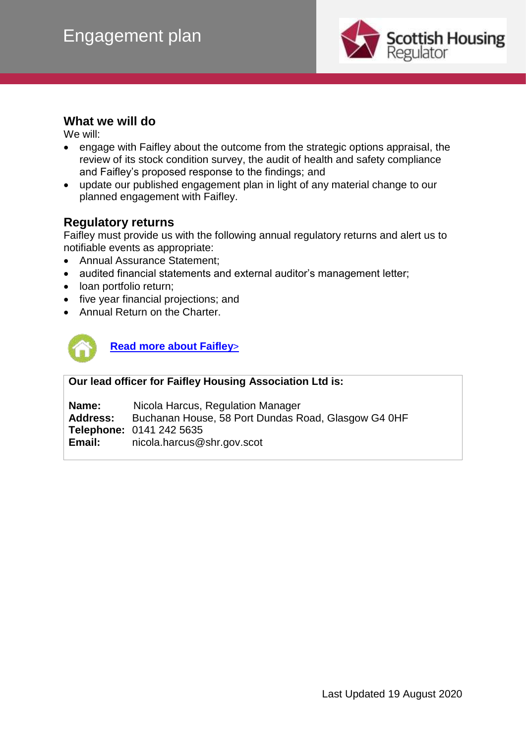## What we will do

We will:

- engage with Faifley about the outcome from the strategic options appraisal, the review of its stock condition survey, the audit of health and safety compliance and Faifley's proposed response to the findings; and
- update our published engagement plan in light of any material change to our planned engagement with Faifley.

## Regulatory returns

Faifley must provide us with the following annual regulatory returns and alert us to notifiable events as appropriate:

- Annual Assurance Statement;
- audited financial statements and external auditor's management letter;
- loan portfolio return;
- five year financial projections; and
- Annual Return on the Charter.

**Read more about Faifley>**

**Our lead officer for Faifley Housing Association Ltd is:**

**Name:** Nicola Harcus, Regulation Manager
**Address:** Buchanan House, 58 Port Dundas Road, Glasgow G4 0HF
**Telephone:** 0141 242 5635
**Email:** nicola.harcus@shr.gov.scot

Last Updated 19 August 2020